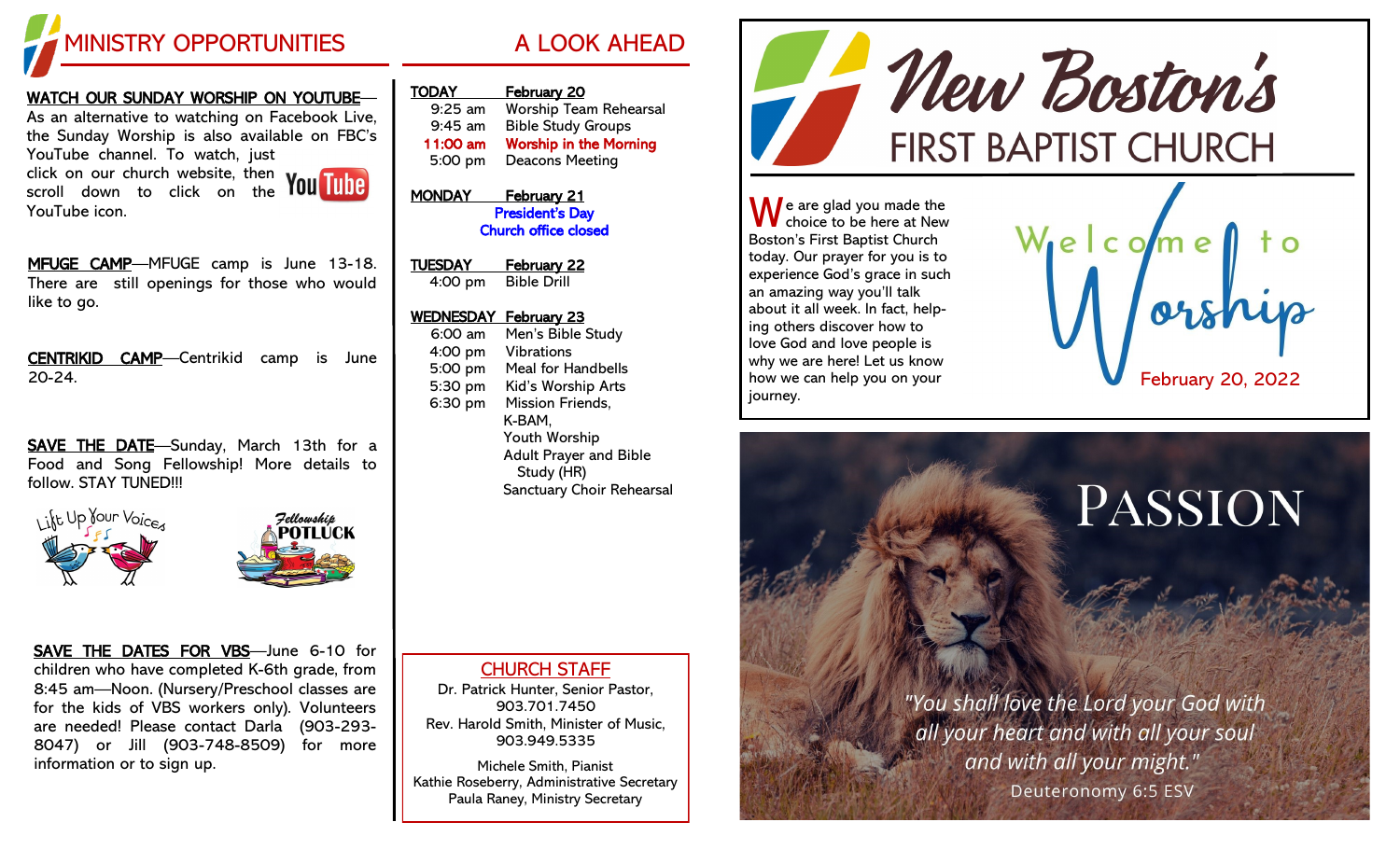# MINISTRY OPPORTUNITIES

**WATCH OUR SUNDAY WORSHIP ON YOUTUBE**—As an alternative to watching on Facebook Live, the Sunday Worship is also available on FBC's YouTube channel. To watch, just click on our church website, then scroll down to click on the YouTube icon.

**MFUGE CAMP**—MFUGE camp is June 13-18. There are still openings for those who would like to go.

**CENTRIKID CAMP**—Centrikid camp is June 20-24.

**SAVE THE DATE**—Sunday, March 13th for a Food and Song Fellowship! More details to follow. STAY TUNED!!!

Lift Up Your Voices

Fellowship POTLUCK

**SAVE THE DATES FOR VBS**—June 6-10 for children who have completed K-6th grade, from 8:45 am—Noon. (Nursery/Preschool classes are for the kids of VBS workers only). Volunteers are needed! Please contact Darla (903-293-8047) or Jill (903-748-8509) for more information or to sign up.

# A LOOK AHEAD

**TODAY** — **February 20**
- 9:25 am — Worship Team Rehearsal
- 9:45 am — Bible Study Groups
- **11:00 am — Worship in the Morning**
- 5:00 pm — Deacons Meeting

**MONDAY** — **February 21**
- **President's Day**
- **Church office closed**

**TUESDAY** — **February 22**
- 4:00 pm — Bible Drill

**WEDNESDAY** — **February 23**
- 6:00 am — Men's Bible Study
- 4:00 pm — Vibrations
- 5:00 pm — Meal for Handbells
- 5:30 pm — Kid's Worship Arts
- 6:30 pm — Mission Friends, K-BAM, Youth Worship, Adult Prayer and Bible Study (HR), Sanctuary Choir Rehearsal

## CHURCH STAFF

Dr. Patrick Hunter, Senior Pastor, 903.701.7450
Rev. Harold Smith, Minister of Music, 903.949.5335

Michele Smith, Pianist
Kathie Roseberry, Administrative Secretary
Paula Raney, Ministry Secretary

# New Boston's FIRST BAPTIST CHURCH

We are glad you made the choice to be here at New Boston's First Baptist Church today. Our prayer for you is to experience God's grace in such an amazing way you'll talk about it all week. In fact, helping others discover how to love God and love people is why we are here! Let us know how we can help you on your journey.

## Welcome to Worship

February 20, 2022

## PASSION

*"You shall love the Lord your God with all your heart and with all your soul and with all your might."*

Deuteronomy 6:5 ESV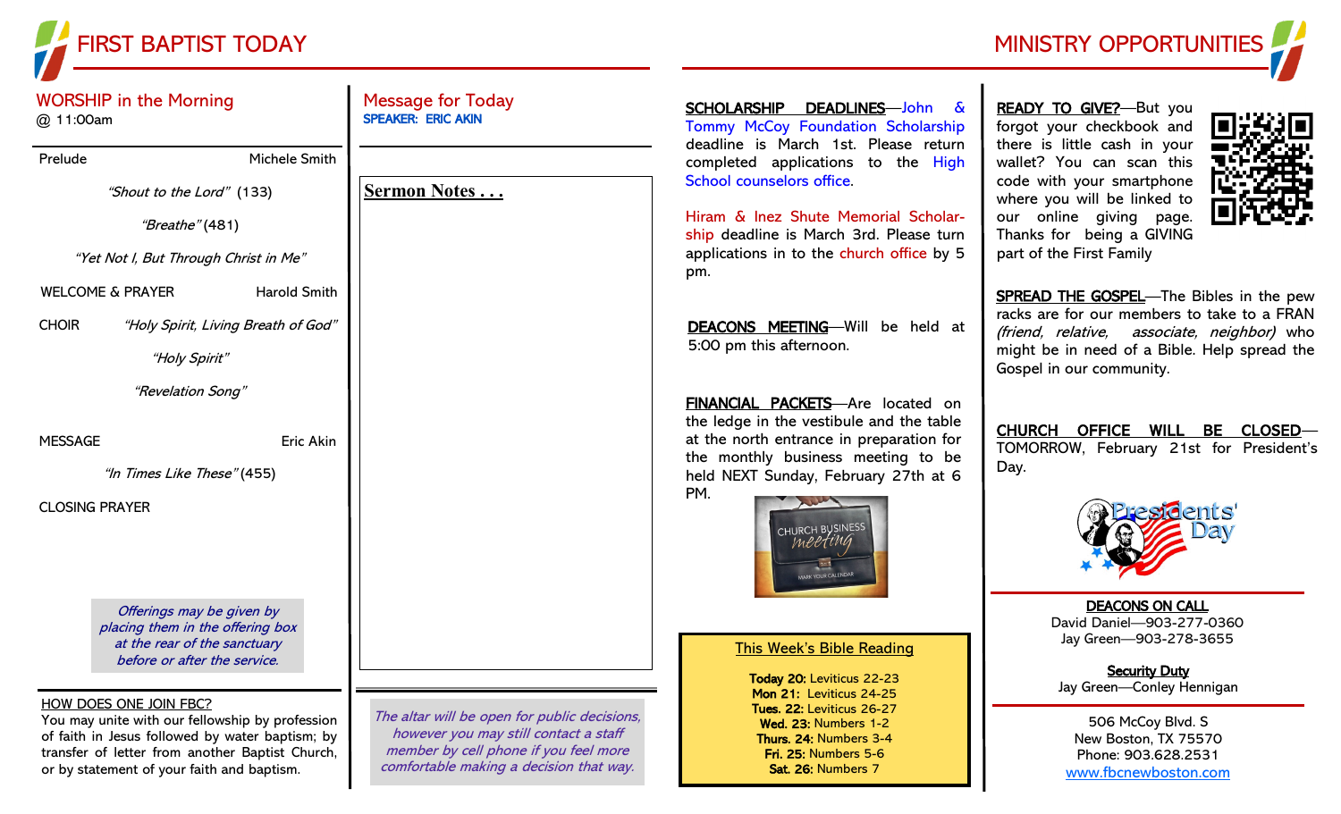# FIRST BAPTIST TODAY

## WORSHIP in the Morning

@ 11:00am

Prelude — Michele Smith

*"Shout to the Lord"* (133)

*"Breathe"* (481)

*"Yet Not I, But Through Christ in Me"*

WELCOME & PRAYER — Harold Smith

CHOIR — *"Holy Spirit, Living Breath of God"*

*"Holy Spirit"*

*"Revelation Song"*

MESSAGE — Eric Akin

*"In Times Like These"* (455)

CLOSING PRAYER

*Offerings may be given by placing them in the offering box at the rear of the sanctuary before or after the service.*

**HOW DOES ONE JOIN FBC?**

You may unite with our fellowship by profession of faith in Jesus followed by water baptism; by transfer of letter from another Baptist Church, or by statement of your faith and baptism.

## Message for Today

SPEAKER: ERIC AKIN

**Sermon Notes . . .**

*The altar will be open for public decisions, however you may still contact a staff member by cell phone if you feel more comfortable making a decision that way.*

# MINISTRY OPPORTUNITIES

**SCHOLARSHIP DEADLINES**—John & Tommy McCoy Foundation Scholarship deadline is March 1st. Please return completed applications to the High School counselors office.

Hiram & Inez Shute Memorial Scholarship deadline is March 3rd. Please turn applications in to the church office by 5 pm.

**DEACONS MEETING**—Will be held at 5:00 pm this afternoon.

**FINANCIAL PACKETS**—Are located on the ledge in the vestibule and the table at the north entrance in preparation for the monthly business meeting to be held NEXT Sunday, February 27th at 6 PM.

### This Week's Bible Reading

**Today 20:** Leviticus 22-23
**Mon 21:** Leviticus 24-25
**Tues. 22:** Leviticus 26-27
**Wed. 23:** Numbers 1-2
**Thurs. 24:** Numbers 3-4
**Fri. 25:** Numbers 5-6
**Sat. 26:** Numbers 7

**READY TO GIVE?**—But you forgot your checkbook and there is little cash in your wallet? You can scan this code with your smartphone where you will be linked to our online giving page. Thanks for being a GIVING part of the First Family

**SPREAD THE GOSPEL**—The Bibles in the pew racks are for our members to take to a FRAN *(friend, relative, associate, neighbor)* who might be in need of a Bible. Help spread the Gospel in our community.

**CHURCH OFFICE WILL BE CLOSED**—TOMORROW, February 21st for President's Day.

**DEACONS ON CALL**

David Daniel—903-277-0360
Jay Green—903-278-3655

**Security Duty**

Jay Green—Conley Hennigan

506 McCoy Blvd. S
New Boston, TX 75570
Phone: 903.628.2531
www.fbcnewboston.com